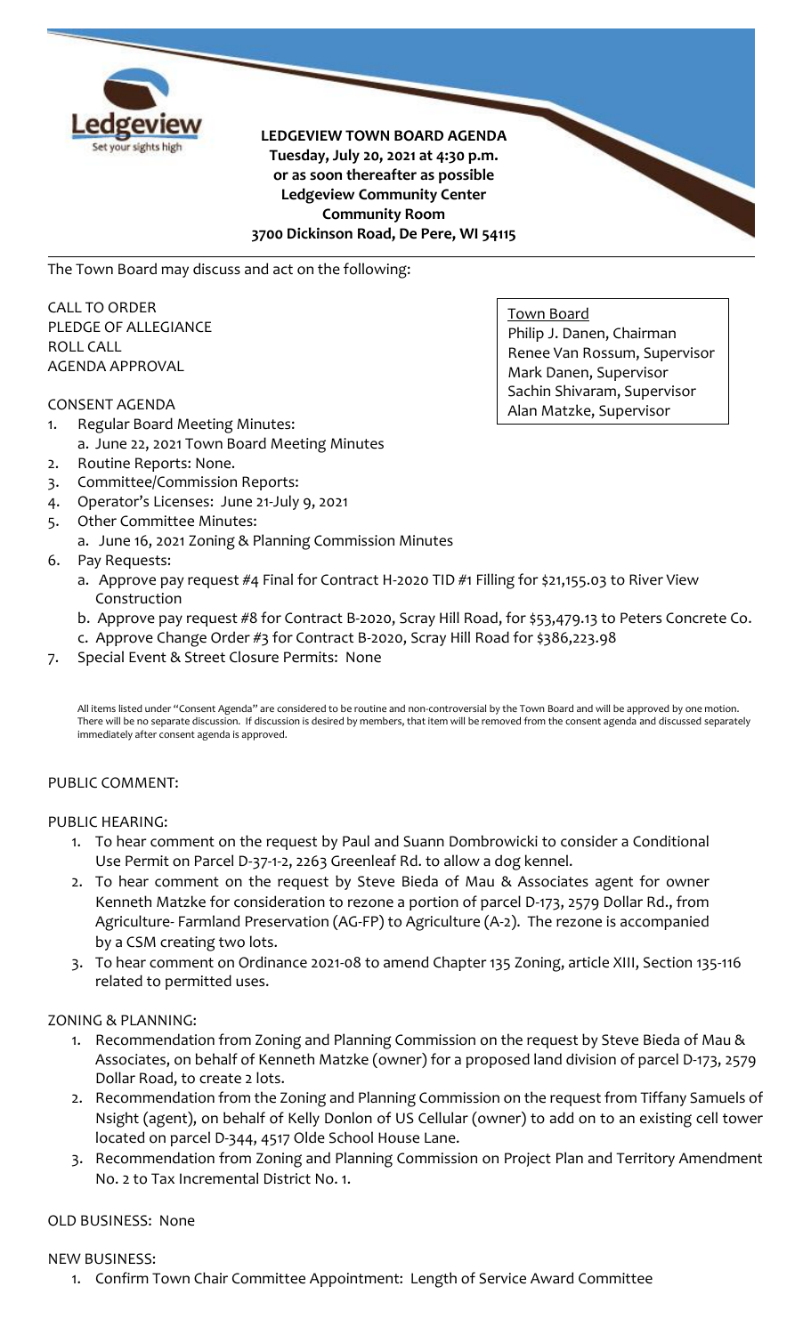# LEDGEVIEW TOWN BOARD AGENDA

**Tuesday, July 20, 2021 at 4:30 p.m.**
**or as soon thereafter as possible**
**Ledgeview Community Center**
**Community Room**
**3700 Dickinson Road, De Pere, WI 54115**

The Town Board may discuss and act on the following:

CALL TO ORDER
PLEDGE OF ALLEGIANCE
ROLL CALL
AGENDA APPROVAL

Town Board
Philip J. Danen, Chairman
Renee Van Rossum, Supervisor
Mark Danen, Supervisor
Sachin Shivaram, Supervisor
Alan Matzke, Supervisor

CONSENT AGENDA

1. Regular Board Meeting Minutes:
   a. June 22, 2021 Town Board Meeting Minutes
2. Routine Reports: None.
3. Committee/Commission Reports:
4. Operator's Licenses: June 21-July 9, 2021
5. Other Committee Minutes:
   a. June 16, 2021 Zoning & Planning Commission Minutes
6. Pay Requests:
   a. Approve pay request #4 Final for Contract H-2020 TID #1 Filling for $21,155.03 to River View Construction
   b. Approve pay request #8 for Contract B-2020, Scray Hill Road, for $53,479.13 to Peters Concrete Co.
   c. Approve Change Order #3 for Contract B-2020, Scray Hill Road for $386,223.98
7. Special Event & Street Closure Permits: None

All items listed under "Consent Agenda" are considered to be routine and non-controversial by the Town Board and will be approved by one motion. There will be no separate discussion. If discussion is desired by members, that item will be removed from the consent agenda and discussed separately immediately after consent agenda is approved.

PUBLIC COMMENT:

PUBLIC HEARING:

1. To hear comment on the request by Paul and Suann Dombrowicki to consider a Conditional Use Permit on Parcel D-37-1-2, 2263 Greenleaf Rd. to allow a dog kennel.
2. To hear comment on the request by Steve Bieda of Mau & Associates agent for owner Kenneth Matzke for consideration to rezone a portion of parcel D-173, 2579 Dollar Rd., from Agriculture- Farmland Preservation (AG-FP) to Agriculture (A-2). The rezone is accompanied by a CSM creating two lots.
3. To hear comment on Ordinance 2021-08 to amend Chapter 135 Zoning, article XIII, Section 135-116 related to permitted uses.

ZONING & PLANNING:

1. Recommendation from Zoning and Planning Commission on the request by Steve Bieda of Mau & Associates, on behalf of Kenneth Matzke (owner) for a proposed land division of parcel D-173, 2579 Dollar Road, to create 2 lots.
2. Recommendation from the Zoning and Planning Commission on the request from Tiffany Samuels of Nsight (agent), on behalf of Kelly Donlon of US Cellular (owner) to add on to an existing cell tower located on parcel D-344, 4517 Olde School House Lane.
3. Recommendation from Zoning and Planning Commission on Project Plan and Territory Amendment No. 2 to Tax Incremental District No. 1.

OLD BUSINESS: None

NEW BUSINESS:

1. Confirm Town Chair Committee Appointment: Length of Service Award Committee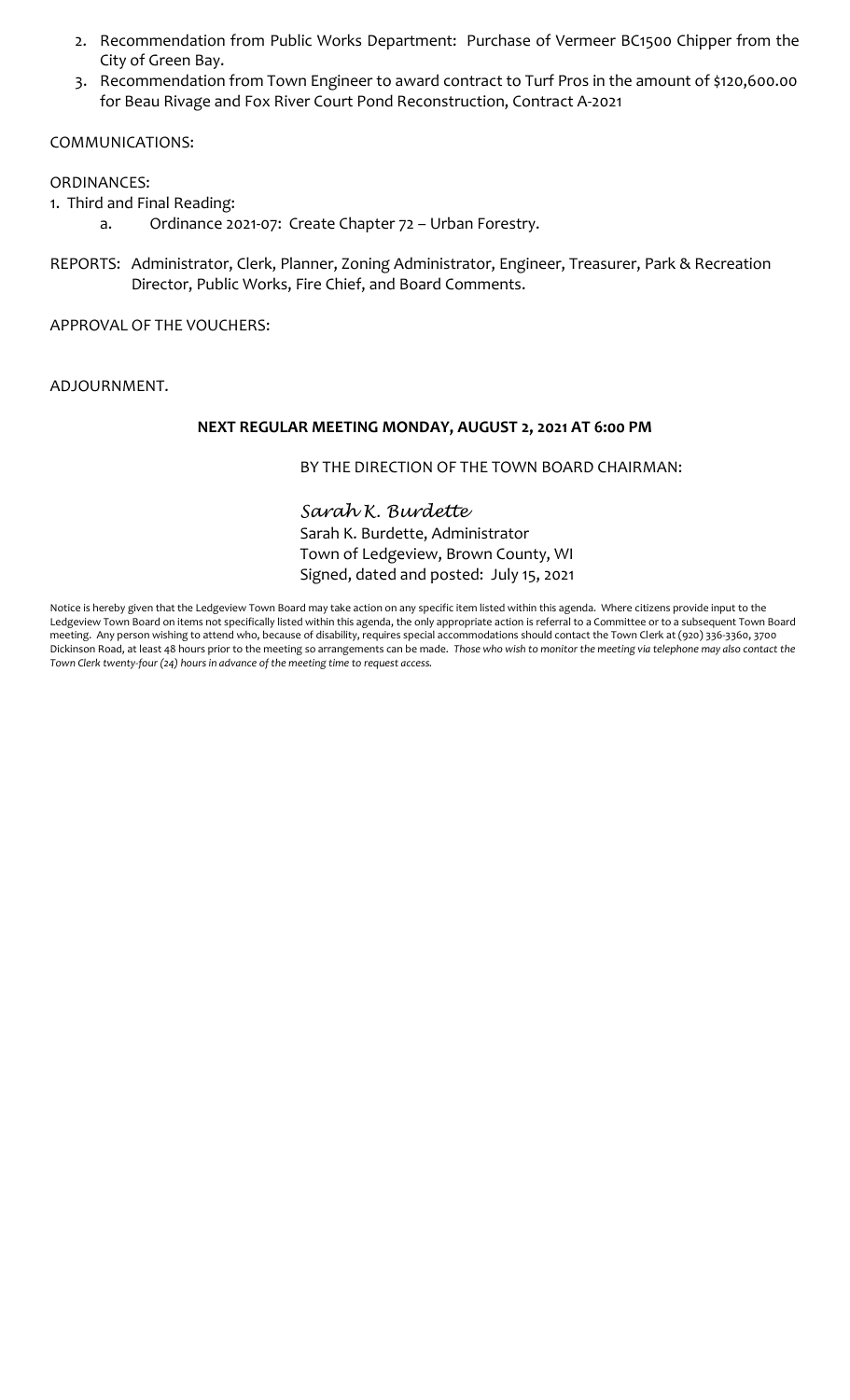2. Recommendation from Public Works Department: Purchase of Vermeer BC1500 Chipper from the City of Green Bay.
3. Recommendation from Town Engineer to award contract to Turf Pros in the amount of $120,600.00 for Beau Rivage and Fox River Court Pond Reconstruction, Contract A-2021

COMMUNICATIONS:

ORDINANCES:

1. Third and Final Reading:
   a. Ordinance 2021-07: Create Chapter 72 – Urban Forestry.

REPORTS: Administrator, Clerk, Planner, Zoning Administrator, Engineer, Treasurer, Park & Recreation Director, Public Works, Fire Chief, and Board Comments.

APPROVAL OF THE VOUCHERS:

ADJOURNMENT.

**NEXT REGULAR MEETING MONDAY, AUGUST 2, 2021 AT 6:00 PM**

BY THE DIRECTION OF THE TOWN BOARD CHAIRMAN:

*Sarah K. Burdette*
Sarah K. Burdette, Administrator
Town of Ledgeview, Brown County, WI
Signed, dated and posted: July 15, 2021

Notice is hereby given that the Ledgeview Town Board may take action on any specific item listed within this agenda. Where citizens provide input to the Ledgeview Town Board on items not specifically listed within this agenda, the only appropriate action is referral to a Committee or to a subsequent Town Board meeting. Any person wishing to attend who, because of disability, requires special accommodations should contact the Town Clerk at (920) 336-3360, 3700 Dickinson Road, at least 48 hours prior to the meeting so arrangements can be made. *Those who wish to monitor the meeting via telephone may also contact the Town Clerk twenty-four (24) hours in advance of the meeting time to request access.*